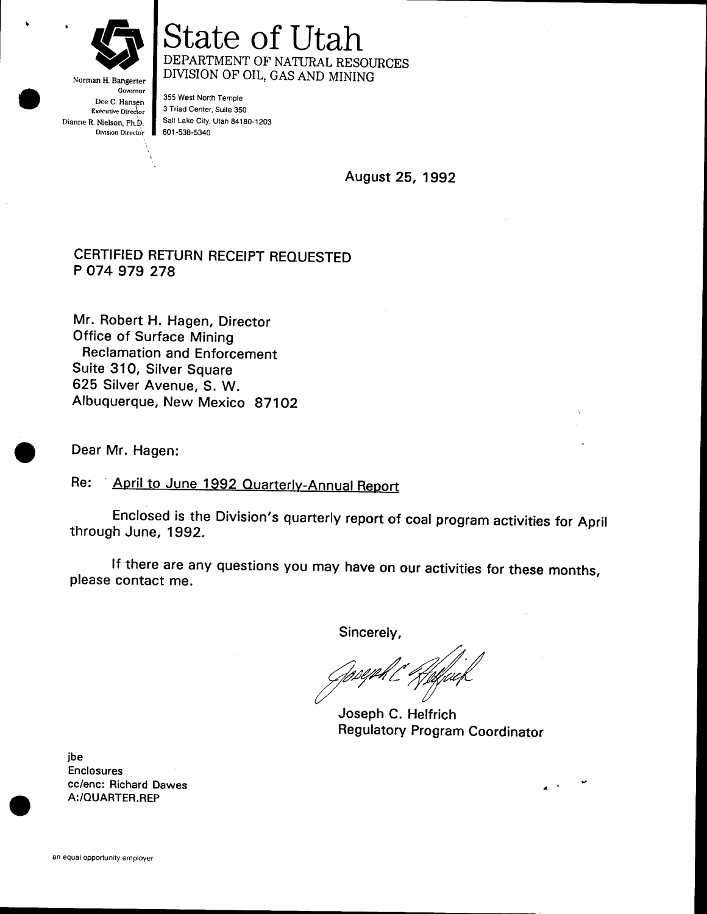# State of Utah

DEPARTMENT OF NATURAL RESOURCES
DIVISION OF OIL, GAS AND MINING

Norman H. Bangerter
Governor
Dee C. Hansen
Executive Director
Dianne R. Nielson, Ph.D.
Division Director

355 West North Temple
3 Triad Center, Suite 350
Salt Lake City, Utah 84180-1203
801-538-5340

August 25, 1992

CERTIFIED RETURN RECEIPT REQUESTED
P 074 979 278

Mr. Robert H. Hagen, Director
Office of Surface Mining
Reclamation and Enforcement
Suite 310, Silver Square
625 Silver Avenue, S. W.
Albuquerque, New Mexico 87102

Dear Mr. Hagen:

Re: April to June 1992 Quarterly-Annual Report

Enclosed is the Division's quarterly report of coal program activities for April through June, 1992.

If there are any questions you may have on our activities for these months, please contact me.

Sincerely,

Joseph C. Helfrich
Regulatory Program Coordinator

jbe
Enclosures
cc/enc: Richard Dawes
A:/QUARTER.REP

an equal opportunity employer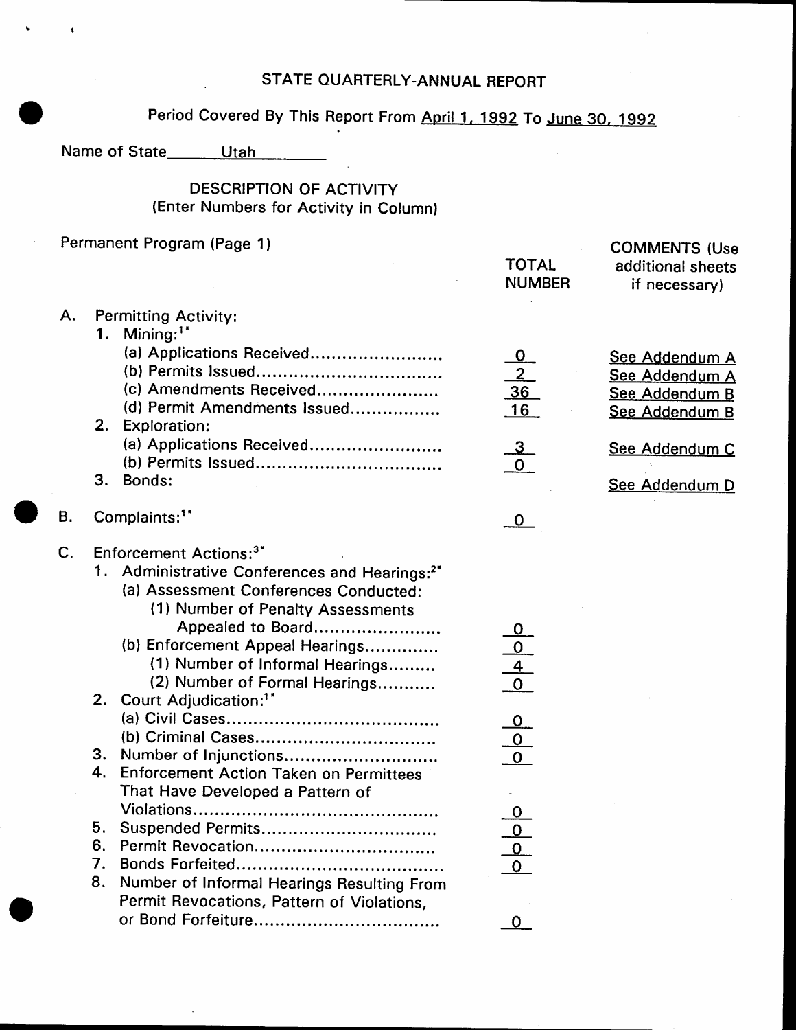# STATE QUARTERLY-ANNUAL REPORT

Period Covered By This Report From April 1, 1992 To June 30, 1992

Name of State Utah

## DESCRIPTION OF ACTIVITY
(Enter Numbers for Activity in Column)

Permanent Program (Page 1)

| | TOTAL NUMBER | COMMENTS (Use additional sheets if necessary) |
|---|---|---|
| **A. Permitting Activity:** | | |
| 1. Mining:[1*] | | |
| (a) Applications Received........................ | 0 | See Addendum A |
| (b) Permits Issued.................................. | 2 | See Addendum A |
| (c) Amendments Received...................... | 36 | See Addendum B |
| (d) Permit Amendments Issued................ | 16 | See Addendum B |
| 2. Exploration: | | |
| (a) Applications Received........................ | 3 | See Addendum C |
| (b) Permits Issued.................................. | 0 | |
| 3. Bonds: | | See Addendum D |
| **B. Complaints:[1*]** | 0 | |
| **C. Enforcement Actions:[3*]** | | |
| 1. Administrative Conferences and Hearings:[2*] | | |
| (a) Assessment Conferences Conducted: | | |
| (1) Number of Penalty Assessments Appealed to Board....................... | 0 | |
| (b) Enforcement Appeal Hearings............. | 0 | |
| (1) Number of Informal Hearings......... | 4 | |
| (2) Number of Formal Hearings........... | 0 | |
| 2. Court Adjudication:[1*] | | |
| (a) Civil Cases....................................... | 0 | |
| (b) Criminal Cases................................. | 0 | |
| 3. Number of Injunctions............................ | 0 | |
| 4. Enforcement Action Taken on Permittees That Have Developed a Pattern of Violations............................................. | 0 | |
| 5. Suspended Permits................................ | 0 | |
| 6. Permit Revocation................................. | 0 | |
| 7. Bonds Forfeited...................................... | 0 | |
| 8. Number of Informal Hearings Resulting From Permit Revocations, Pattern of Violations, or Bond Forfeiture.................................. | 0 | |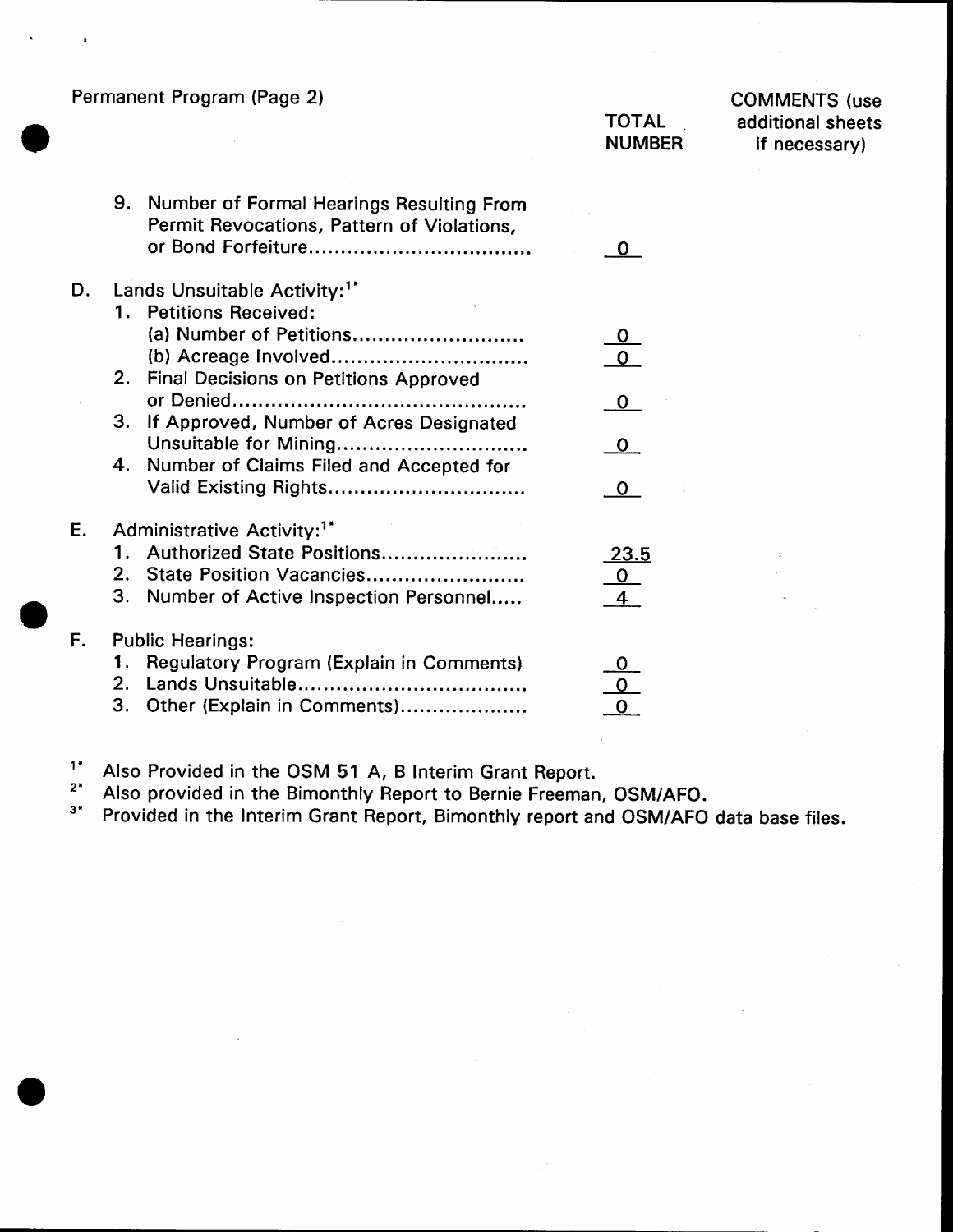Permanent Program (Page 2)

| | TOTAL NUMBER | COMMENTS (use additional sheets if necessary) |
|---|---|---|
| 9. Number of Formal Hearings Resulting From Permit Revocations, Pattern of Violations, or Bond Forfeiture | 0 | |
| **D. Lands Unsuitable Activity:**[1*] | | |
| 1. Petitions Received: | | |
| (a) Number of Petitions | 0 | |
| (b) Acreage Involved | 0 | |
| 2. Final Decisions on Petitions Approved or Denied | 0 | |
| 3. If Approved, Number of Acres Designated Unsuitable for Mining | 0 | |
| 4. Number of Claims Filed and Accepted for Valid Existing Rights | 0 | |
| **E. Administrative Activity:**[1*] | | |
| 1. Authorized State Positions | 23.5 | |
| 2. State Position Vacancies | 0 | |
| 3. Number of Active Inspection Personnel | 4 | |
| **F. Public Hearings:** | | |
| 1. Regulatory Program (Explain in Comments) | 0 | |
| 2. Lands Unsuitable | 0 | |
| 3. Other (Explain in Comments) | 0 | |

[1*] Also Provided in the OSM 51 A, B Interim Grant Report.

[2*] Also provided in the Bimonthly Report to Bernie Freeman, OSM/AFO.

[3*] Provided in the Interim Grant Report, Bimonthly report and OSM/AFO data base files.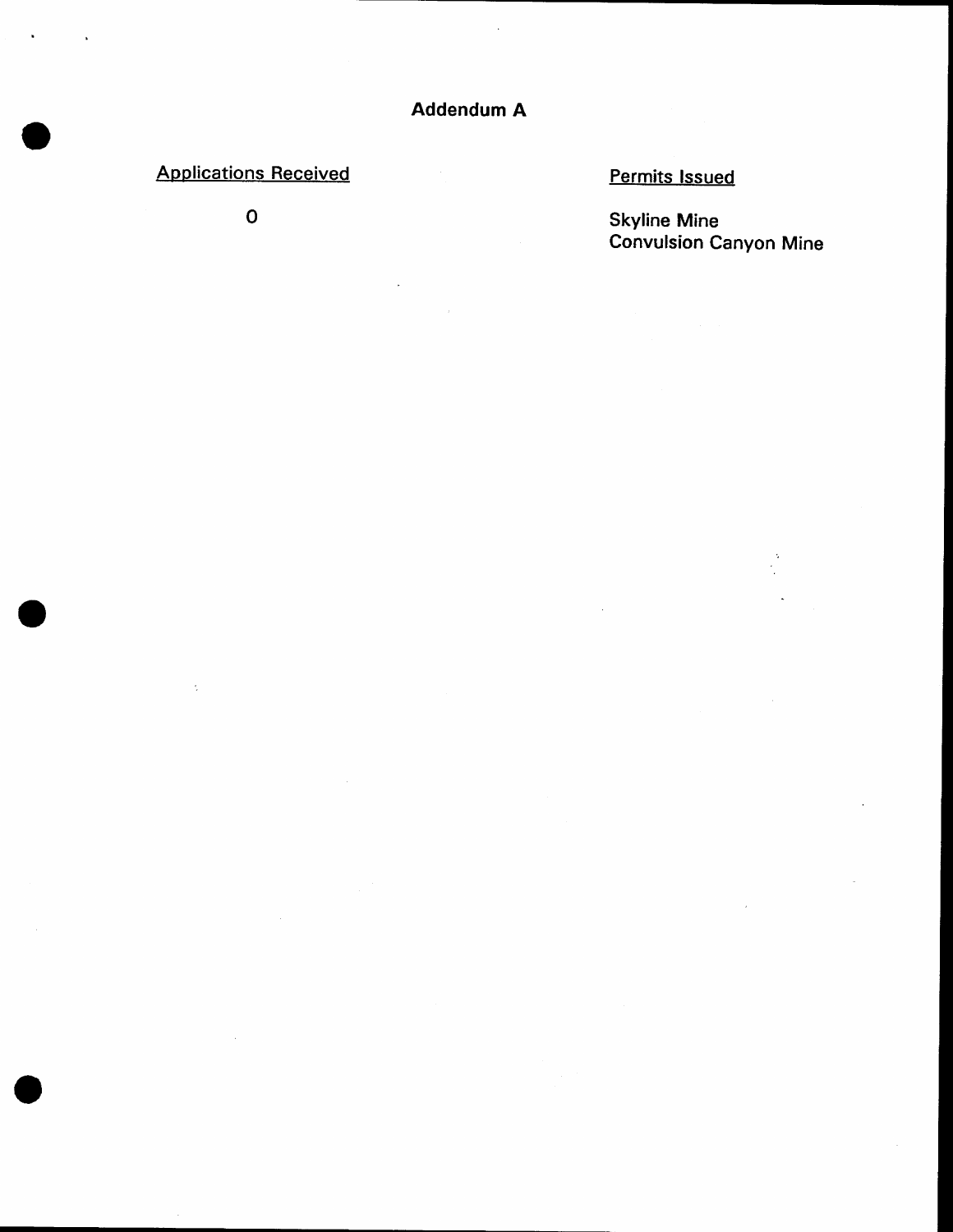# Addendum A

| Applications Received | Permits Issued |
|---|---|
| 0 | Skyline Mine |
| | Convulsion Canyon Mine |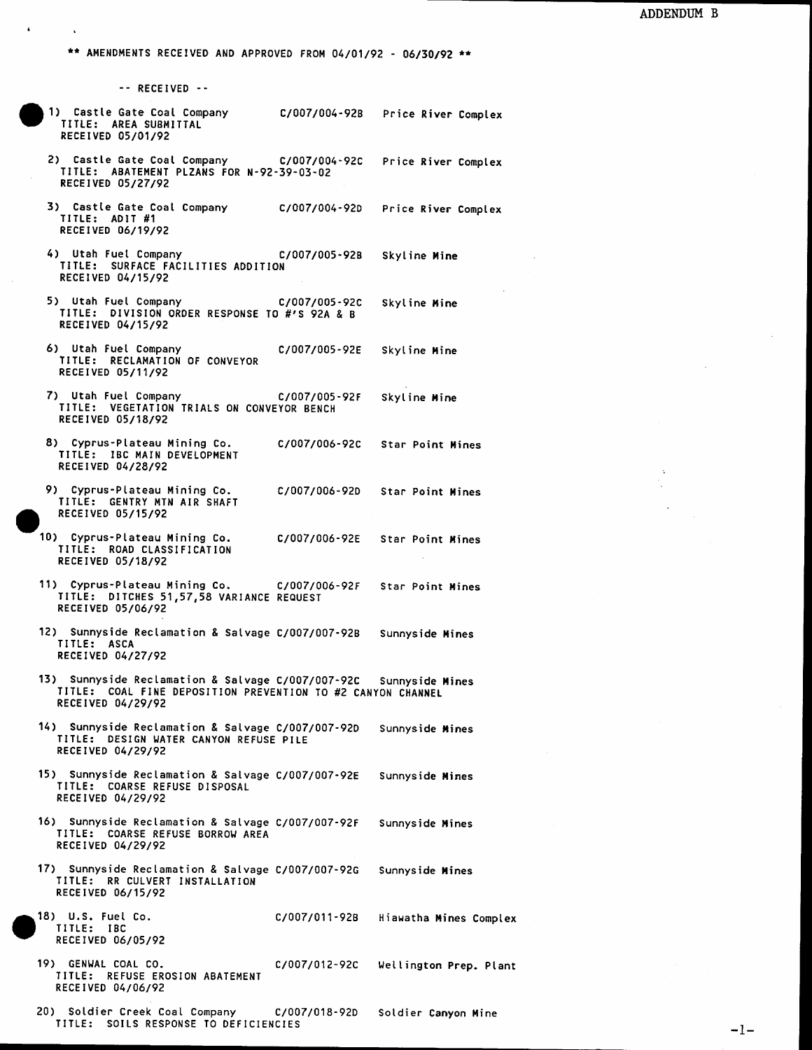ADDENDUM B

** AMENDMENTS RECEIVED AND APPROVED FROM 04/01/92 - 06/30/92 **

-- RECEIVED --

1) Castle Gate Coal Company C/007/004-92B Price River Complex
TITLE: AREA SUBMITTAL
RECEIVED 05/01/92

2) Castle Gate Coal Company C/007/004-92C Price River Complex
TITLE: ABATEMENT PLZANS FOR N-92-39-03-02
RECEIVED 05/27/92

3) Castle Gate Coal Company C/007/004-92D Price River Complex
TITLE: ADIT #1
RECEIVED 06/19/92

4) Utah Fuel Company C/007/005-92B Skyline Mine
TITLE: SURFACE FACILITIES ADDITION
RECEIVED 04/15/92

5) Utah Fuel Company C/007/005-92C Skyline Mine
TITLE: DIVISION ORDER RESPONSE TO #'S 92A & B
RECEIVED 04/15/92

6) Utah Fuel Company C/007/005-92E Skyline Mine
TITLE: RECLAMATION OF CONVEYOR
RECEIVED 05/11/92

7) Utah Fuel Company C/007/005-92F Skyline Mine
TITLE: VEGETATION TRIALS ON CONVEYOR BENCH
RECEIVED 05/18/92

8) Cyprus-Plateau Mining Co. C/007/006-92C Star Point Mines
TITLE: IBC MAIN DEVELOPMENT
RECEIVED 04/28/92

9) Cyprus-Plateau Mining Co. C/007/006-92D Star Point Mines
TITLE: GENTRY MTN AIR SHAFT
RECEIVED 05/15/92

10) Cyprus-Plateau Mining Co. C/007/006-92E Star Point Mines
TITLE: ROAD CLASSIFICATION
RECEIVED 05/18/92

11) Cyprus-Plateau Mining Co. C/007/006-92F Star Point Mines
TITLE: DITCHES 51,57,58 VARIANCE REQUEST
RECEIVED 05/06/92

12) Sunnyside Reclamation & Salvage C/007/007-92B Sunnyside Mines
TITLE: ASCA
RECEIVED 04/27/92

13) Sunnyside Reclamation & Salvage C/007/007-92C Sunnyside Mines
TITLE: COAL FINE DEPOSITION PREVENTION TO #2 CANYON CHANNEL
RECEIVED 04/29/92

14) Sunnyside Reclamation & Salvage C/007/007-92D Sunnyside Mines
TITLE: DESIGN WATER CANYON REFUSE PILE
RECEIVED 04/29/92

15) Sunnyside Reclamation & Salvage C/007/007-92E Sunnyside Mines
TITLE: COARSE REFUSE DISPOSAL
RECEIVED 04/29/92

16) Sunnyside Reclamation & Salvage C/007/007-92F Sunnyside Mines
TITLE: COARSE REFUSE BORROW AREA
RECEIVED 04/29/92

17) Sunnyside Reclamation & Salvage C/007/007-92G Sunnyside Mines
TITLE: RR CULVERT INSTALLATION
RECEIVED 06/15/92

18) U.S. Fuel Co. C/007/011-92B Hiawatha Mines Complex
TITLE: IBC
RECEIVED 06/05/92

19) GENWAL COAL CO. C/007/012-92C Wellington Prep. Plant
TITLE: REFUSE EROSION ABATEMENT
RECEIVED 04/06/92

20) Soldier Creek Coal Company C/007/018-92D Soldier Canyon Mine
TITLE: SOILS RESPONSE TO DEFICIENCIES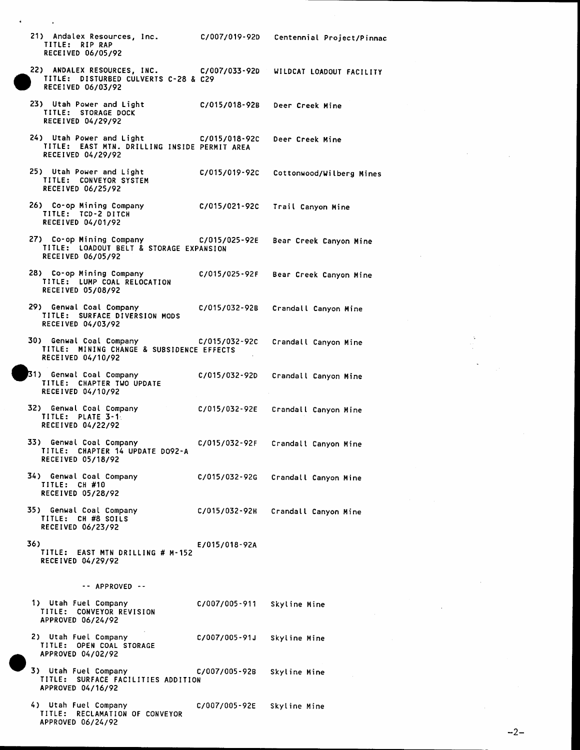21) Andalex Resources, Inc. C/007/019-92D Centennial Project/Pinnac
TITLE: RIP RAP
RECEIVED 06/05/92

22) ANDALEX RESOURCES, INC. C/007/033-92D WILDCAT LOADOUT FACILITY
TITLE: DISTURBED CULVERTS C-28 & C29
RECEIVED 06/03/92

23) Utah Power and Light C/015/018-92B Deer Creek Mine
TITLE: STORAGE DOCK
RECEIVED 04/29/92

24) Utah Power and Light C/015/018-92C Deer Creek Mine
TITLE: EAST MTN. DRILLING INSIDE PERMIT AREA
RECEIVED 04/29/92

25) Utah Power and Light C/015/019-92C Cottonwood/Wilberg Mines
TITLE: CONVEYOR SYSTEM
RECEIVED 06/25/92

26) Co-op Mining Company C/015/021-92C Trail Canyon Mine
TITLE: TCD-2 DITCH
RECEIVED 04/01/92

27) Co-op Mining Company C/015/025-92E Bear Creek Canyon Mine
TITLE: LOADOUT BELT & STORAGE EXPANSION
RECEIVED 06/05/92

28) Co-op Mining Company C/015/025-92F Bear Creek Canyon Mine
TITLE: LUMP COAL RELOCATION
RECEIVED 05/08/92

29) Genwal Coal Company C/015/032-92B Crandall Canyon Mine
TITLE: SURFACE DIVERSION MODS
RECEIVED 04/03/92

30) Genwal Coal Company C/015/032-92C Crandall Canyon Mine
TITLE: MINING CHANGE & SUBSIDENCE EFFECTS
RECEIVED 04/10/92

31) Genwal Coal Company C/015/032-92D Crandall Canyon Mine
TITLE: CHAPTER TWO UPDATE
RECEIVED 04/10/92

32) Genwal Coal Company C/015/032-92E Crandall Canyon Mine
TITLE: PLATE 3-1
RECEIVED 04/22/92

33) Genwal Coal Company C/015/032-92F Crandall Canyon Mine
TITLE: CHAPTER 14 UPDATE D092-A
RECEIVED 05/18/92

34) Genwal Coal Company C/015/032-92G Crandall Canyon Mine
TITLE: CH #10
RECEIVED 05/28/92

35) Genwal Coal Company C/015/032-92H Crandall Canyon Mine
TITLE: CH #8 SOILS
RECEIVED 06/23/92

36) E/015/018-92A
TITLE: EAST MTN DRILLING # M-152
RECEIVED 04/29/92

-- APPROVED --

1) Utah Fuel Company C/007/005-91I Skyline Mine
TITLE: CONVEYOR REVISION
APPROVED 06/24/92

2) Utah Fuel Company C/007/005-91J Skyline Mine
TITLE: OPEN COAL STORAGE
APPROVED 04/02/92

3) Utah Fuel Company C/007/005-92B Skyline Mine
TITLE: SURFACE FACILITIES ADDITION
APPROVED 04/16/92

4) Utah Fuel Company C/007/005-92E Skyline Mine
TITLE: RECLAMATION OF CONVEYOR
APPROVED 06/24/92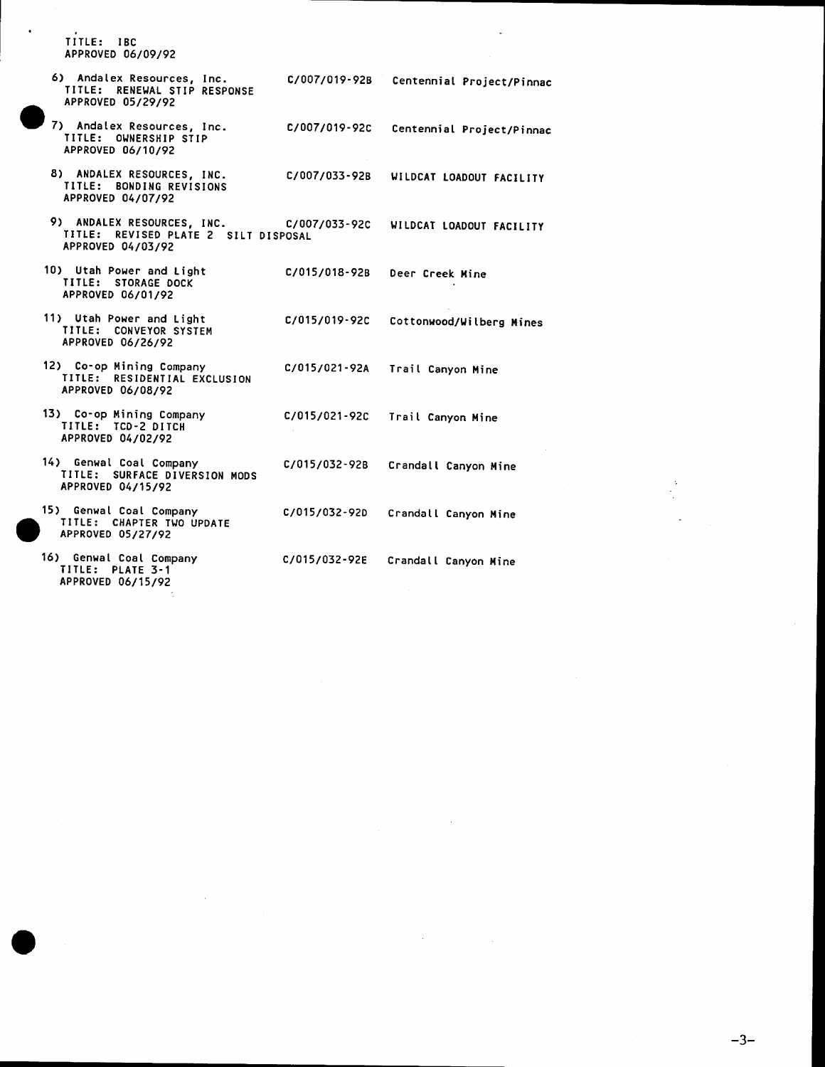TITLE: IBC
APPROVED 06/09/92

6) Andalex Resources, Inc. C/007/019-92B Centennial Project/Pinnac
TITLE: RENEWAL STIP RESPONSE
APPROVED 05/29/92

7) Andalex Resources, Inc. C/007/019-92C Centennial Project/Pinnac
TITLE: OWNERSHIP STIP
APPROVED 06/10/92

8) ANDALEX RESOURCES, INC. C/007/033-92B WILDCAT LOADOUT FACILITY
TITLE: BONDING REVISIONS
APPROVED 04/07/92

9) ANDALEX RESOURCES, INC. C/007/033-92C WILDCAT LOADOUT FACILITY
TITLE: REVISED PLATE 2 SILT DISPOSAL
APPROVED 04/03/92

10) Utah Power and Light C/015/018-92B Deer Creek Mine
TITLE: STORAGE DOCK
APPROVED 06/01/92

11) Utah Power and Light C/015/019-92C Cottonwood/Wilberg Mines
TITLE: CONVEYOR SYSTEM
APPROVED 06/26/92

12) Co-op Mining Company C/015/021-92A Trail Canyon Mine
TITLE: RESIDENTIAL EXCLUSION
APPROVED 06/08/92

13) Co-op Mining Company C/015/021-92C Trail Canyon Mine
TITLE: TCD-2 DITCH
APPROVED 04/02/92

14) Genwal Coal Company C/015/032-92B Crandall Canyon Mine
TITLE: SURFACE DIVERSION MODS
APPROVED 04/15/92

15) Genwal Coal Company C/015/032-92D Crandall Canyon Mine
TITLE: CHAPTER TWO UPDATE
APPROVED 05/27/92

16) Genwal Coal Company C/015/032-92E Crandall Canyon Mine
TITLE: PLATE 3-1
APPROVED 06/15/92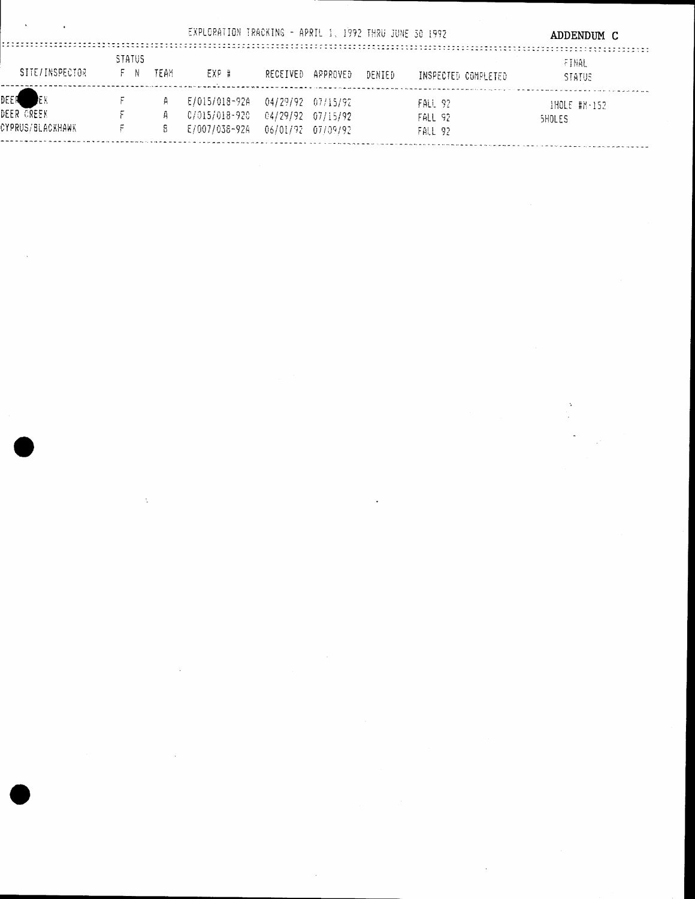EXPLORATION TRACKING - APRIL 1, 1992 THRU JUNE 30 1992

**ADDENDUM C**

| SITE/INSPECTOR | STATUS F | STATUS N | TEAM | EXP # | RECEIVED | APPROVED | DENIED | INSPECTED COMPLETED | FINAL STATUS |
|---|---|---|---|---|---|---|---|---|---|
| DEER CREEK | F | | A | E/015/018-92A | 04/29/92 | 07/15/92 | | FALL 92 | 1HOLE #M-152 |
| DEER CREEK | F | | A | C/015/018-92C | 04/29/92 | 07/15/92 | | FALL 92 | 5HOLES |
| CYPRUS/BLACKHAWK | F | | B | E/007/038-92A | 06/01/92 | 07/09/92 | | FALL 92 | |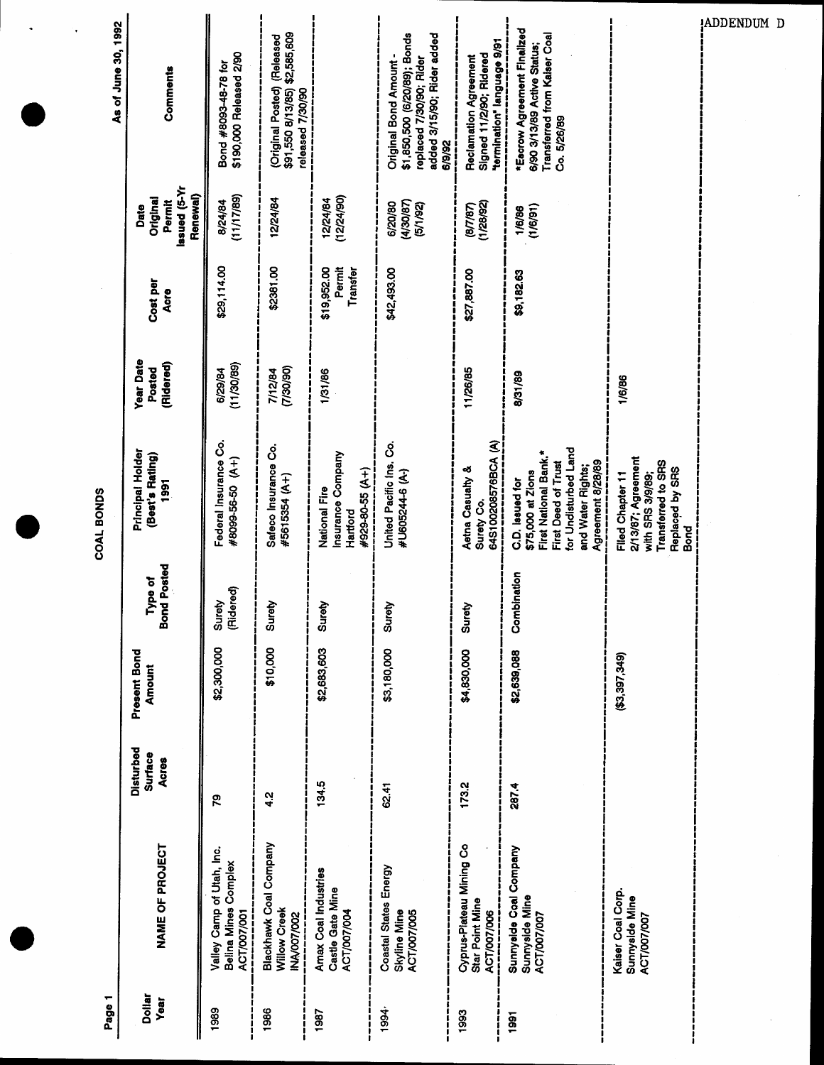# COAL BONDS

As of June 30, 1992

| Dollar Year | NAME OF PROJECT | Disturbed Surface Acres | Present Bond Amount | Type of Bond Posted | Principal Holder (Best's Rating) 1991 | Year Date Posted (Ridered) | Cost per Acre | Date Original Permit Issued (5-Yr Renewal) | Comments |
|---|---|---|---|---|---|---|---|---|---|
| 1989 | Valley Camp of Utah, Inc. Belina Mines Complex ACT/007/001 | 79 | $2,300,000 | Surety (Ridered) | Federal Insurance Co. #8099-56-50 (A+) | 6/29/84 (11/30/89) | $29,114.00 | 8/24/84 (11/17/89) | Bond #8093-48-78 for $190,000 Released 2/90 |
| 1986 | Blackhawk Coal Company Willow Creek INA/007/002 | 4.2 | $10,000 | Surety | Safeco Insurance Co. #5615354 (A+) | 7/12/84 (7/30/90) | $2381.00 | 12/24/84 | (Original Posted) (Released $91,550 8/13/85) $2,585,609 released 7/30/90 |
| 1987 | Amax Coal Industries Castle Gate Mine ACT/007/004 | 134.5 | $2,683,603 | Surety | National Fire Insurance Company Hartford #929-80-55 (A+) | 1/31/86 | $19,952.00 Permit Transfer | 12/24/84 (12/24/90) | |
| 1994 | Coastal States Energy Skyline Mine ACT/007/005 | 62.41 | $3,180,000 | Surety | United Pacific Ins. Co. #U605244-6 (A-) | | $42,493.00 | 6/20/80 (4/30/87) (5/1/92) | Original Bond Amount - $1,850,500 (6/20/89); Bonds replaced 7/30/90; Rider added 3/15/90; Rider added 6/9/92 |
| 1993 | Cyprus-Plateau Mining Co Star Point Mine ACT/007/006 | 173.2 | $4,830,000 | Surety | Aetna Casualty & Surety Co. 64S100208576BCA (A) | 11/26/85 | $27,887.00 | (8/7/87) (1/28/92) | Reclamation Agreement Signed 11/2/90; Ridered "termination" language 9/91 |
| 1991 | Sunnyside Coal Company Sunnyside Mine ACT/007/007 | 287.4 | $2,639,088 | Combination | C.D. issued for $75,000 at Zions First National Bank.* First Deed of Trust for Undisturbed Land and Water Rights; Agreement 8/28/89 | 8/31/89 | $9,182.63 | 1/6/86 (1/6/91) | *Escrow Agreement Finalized 6/90 3/13/89 Active Status; Transferred from Kaiser Coal Co. 5/26/89 |
| | Kaiser Coal Corp. Sunnyside Mine ACT/007/007 | | ($3,397,349) | | Filed Chapter 11 2/13/87; Agreement with SRS 3/9/89; Transferred to SRS Replaced by SRS Bond | 1/6/86 | | | |

ADDENDUM D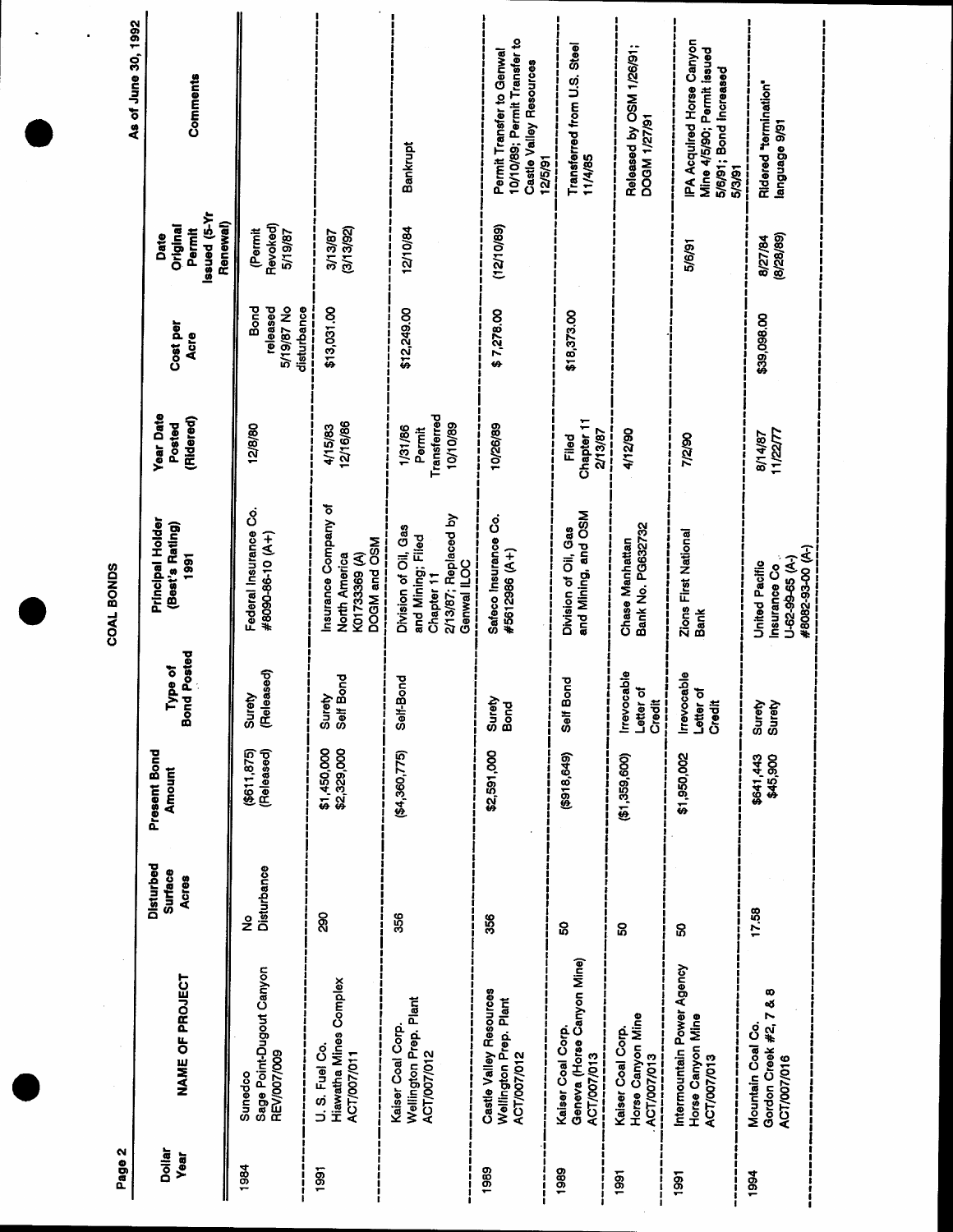# COAL BONDS

As of June 30, 1992

| Dollar Year | NAME OF PROJECT | Disturbed Surface Acres | Present Bond Amount | Type of Bond Posted | Principal Holder (Best's Rating) 1991 | Year Date Posted (Ridered) | Cost per Acre | Date Original Permit Issued (5-Yr Renewal) | Comments |
|---|---|---|---|---|---|---|---|---|---|
| 1984 | Sunedco Sage Point-Dugout Canyon REV/007/009 | No Disturbance | ($611,875) (Released) | Surety (Released) | Federal Insurance Co. #8090-86-10 (A+) | 12/8/80 | Bond released 5/19/87 No disturbance | (Permit Revoked) 5/19/87 | |
| 1991 | U. S. Fuel Co. Hiawatha Mines Complex ACT/007/011 | 290 | \$1,450,000 \$2,329,000 | Surety Self Bond | Insurance Company of North America K01733369 (A) DOGM and OSM | 4/15/83 12/16/86 | \$13,031.00 | 3/13/87 (3/13/92) | |
| | Kaiser Coal Corp. Wellington Prep. Plant ACT/007/012 | 356 | (\$4,360,775) | Self-Bond | Division of Oil, Gas and Mining; Filed Chapter 11 2/13/87; Replaced by Genwal ILOC | 1/31/86 Permit Transferred 10/10/89 | \$12,249.00 | 12/10/84 | Bankrupt |
| 1989 | Castle Valley Resources Wellington Prep. Plant ACT/007/012 | 356 | \$2,591,000 | Surety Bond | Safeco Insurance Co. #5612986 (A+) | 10/26/89 | \$ 7,278.00 | (12/10/89) | Permit Transfer to Genwal 10/10/89; Permit Transfer to Castle Valley Resources 12/5/91 |
| 1989 | Kaiser Coal Corp. Geneva (Horse Canyon Mine) ACT/007/013 | 50 | (\$918,649) | Self Bond | Division of Oil, Gas and Mining, and OSM | Filed Chapter 11 2/13/87 | \$18,373.00 | | Transferred from U.S. Steel 11/4/85 |
| 1991 | Kaiser Coal Corp. Horse Canyon Mine ACT/007/013 | 50 | (\$1,359,600) | Irrevocable Letter of Credit | Chase Manhattan Bank No. PG632732 | 4/12/90 | | | Released by OSM 1/26/91; DOGM 1/27/91 |
| 1991 | Intermountain Power Agency Horse Canyon Mine ACT/007/013 | 50 | \$1,950,002 | Irrevocable Letter of Credit | Zions First National Bank | 7/2/90 | | 5/6/91 | IPA Acquired Horse Canyon Mine 4/5/90; Permit Issued 5/6/91; Bond Increased 5/3/91 |
| 1994 | Mountain Coal Co. Gordon Creek #2, 7 & 8 ACT/007/016 | 17.58 | \$641,443 \$45,900 | Surety Surety | United Pacific Insurance Co U-62-99-65 (A-) #8082-93-00 (A-) | 8/14/87 11/22/77 | \$39,098.00 | 8/27/84 (8/28/89) | Ridered "termination" language 9/91 |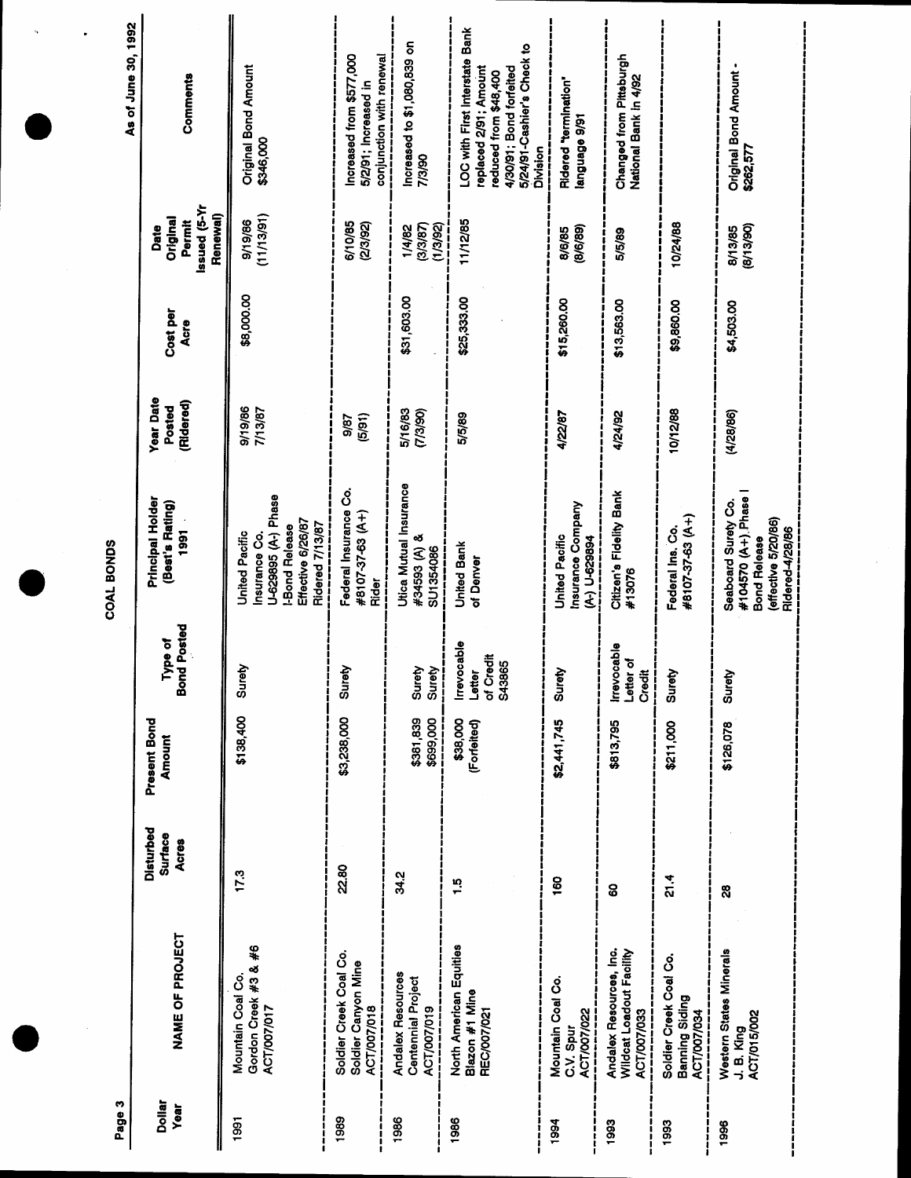# COAL BONDS

As of June 30, 1992

| Dollar Year | NAME OF PROJECT | Disturbed Surface Acres | Present Bond Amount | Type of Bond Posted | Principal Holder (Best's Rating) 1991 | Year Date Posted (Ridered) | Cost per Acre | Date Original Permit Issued (5-Yr Renewal) | Comments |
|---|---|---|---|---|---|---|---|---|---|
| 1991 | Mountain Coal Co. Gordon Creek #3 & #6 ACT/007/017 | 17.3 | $138,400 | Surety | United Pacific Insurance Co. U-629895 (A-) Phase I-Bond Release Effective 6/26/87 Ridered 7/13/87 | 9/19/86 7/13/87 | $8,000.00 | 9/19/86 (11/13/91) | Original Bond Amount $346,000 |
| 1989 | Soldier Creek Coal Co. Soldier Canyon Mine ACT/007/018 | 22.80 | $3,238,000 | Surety | Federal Insurance Co. #8107-37-63 (A+) Rider | 9/87 (5/91) | | 6/10/85 (2/3/92) | Increased from $577,000 5/2/91; Increased in conjunction with renewal |
| 1986 | Andalex Resources Centennial Project ACT/007/019 | 34.2 | $381,839 $699,000 | Surety Surety | Utica Mutual Insurance #34593 (A) & SU1354086 | 5/16/83 (7/3/90) | $31,603.00 | 1/4/82 (3/3/87) (1/3/92) | Increased to $1,080,839 on 7/3/90 |
| 1986 | North American Equities Blazon #1 Mine REC/007/021 | 1.5 | $38,000 (Forfeited) | Irrevocable Letter of Credit S43865 | United Bank of Denver | 5/5/89 | $25,333.00 | 11/12/85 | LOC with First Interstate Bank replaced 2/91; Amount reduced from $48,400 4/30/91; Bond forfeited 5/24/91-Cashier's Check to Division |
| 1994 | Mountain Coal Co. C.V. Spur ACT/007/022 | 160 | $2,441,745 | Surety | United Pacific Insurance Company (A-) U-629894 | 4/22/87 | $15,260.00 | 8/6/85 (8/6/89) | Ridered "termination" language 9/91 |
| 1993 | Andalex Resources, Inc. Wildcat Loadout Facility ACT/007/033 | 60 | $813,795 | Irrevocable Letter of Credit | Citizen's Fidelity Bank #13076 | 4/24/92 | $13,563.00 | 5/5/89 | Changed from Pittsburgh National Bank in 4/92 |
| 1993 | Soldier Creek Coal Co. Banning Siding ACT/007/034 | 21.4 | $211,000 | Surety | Federal Ins. Co. #8107-37-63 (A+) | 10/12/88 | $9,860.00 | 10/24/88 | |
| 1996 | Western States Minerals J. B. King ACT/015/002 | 28 | $126,078 | Surety | Seaboard Surety Co. #104570 (A+) Phase I Bond Release (effective 5/20/86) Ridered-4/28/86 | (4/28/86) | $4,503.00 | 8/13/85 (8/13/90) | Original Bond Amount - $262,577 |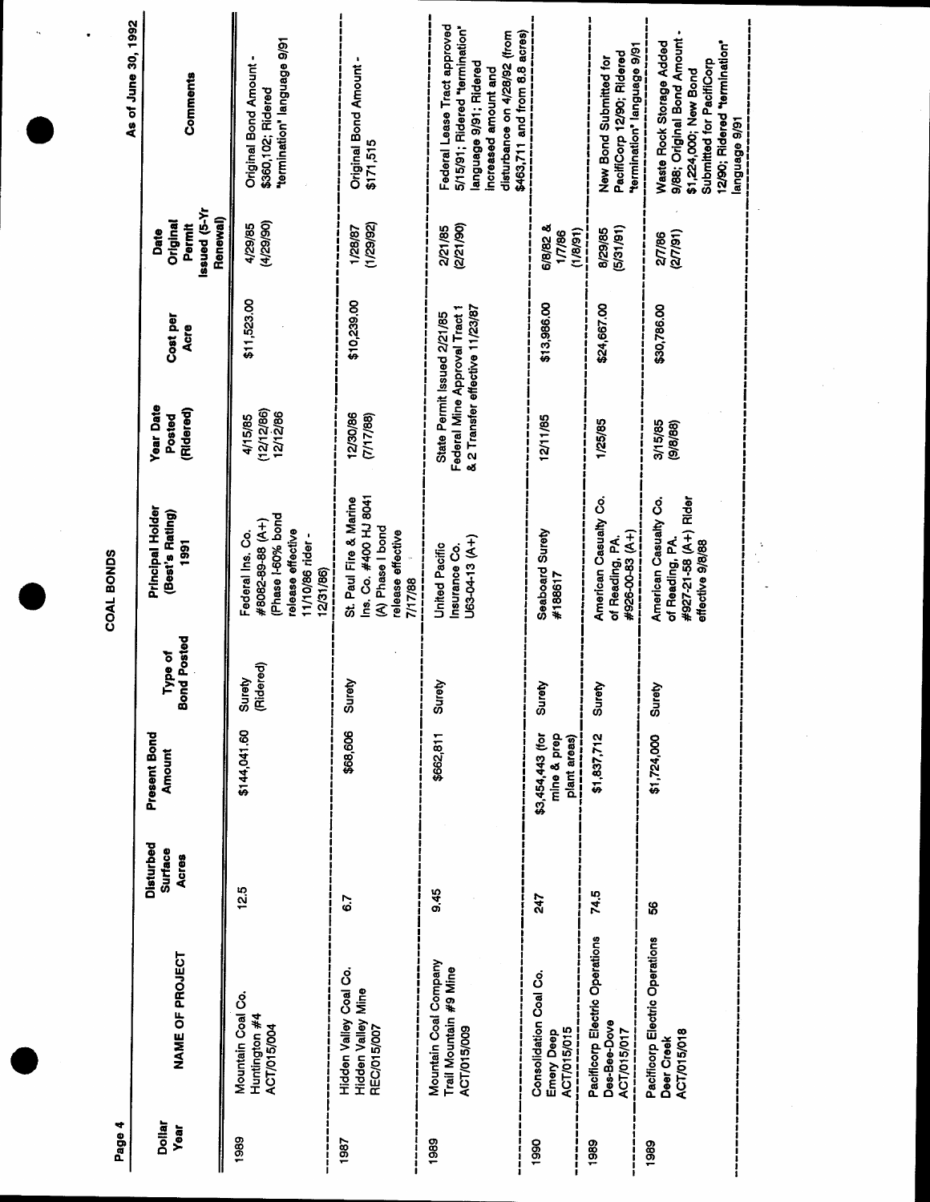# COAL BONDS

As of June 30, 1992

| Dollar Year | NAME OF PROJECT | Disturbed Surface Acres | Present Bond Amount | Type of Bond Posted | Principal Holder (Best's Rating) 1991 | Year Date Posted (Ridered) | Cost per Acre | Date Original Permit Issued (5-Yr Renewal) | Comments |
|---|---|---|---|---|---|---|---|---|---|
| 1989 | Mountain Coal Co. Huntington #4 ACT/015/004 | 12.5 | $144,041.60 | Surety (Ridered) | Federal Ins. Co. #8082-89-88 (A+) (Phase I-60% bond release effective 11/10/86 rider - 12/31/86) | 4/15/85 (12/12/86) 12/12/86 | $11,523.00 | 4/29/85 (4/29/90) | Original Bond Amount - $360,102; Ridered "termination" language 9/91 |
| 1987 | Hidden Valley Coal Co. Hidden Valley Mine REC/015/007 | 6.7 | $68,606 | Surety | St. Paul Fire & Marine Ins. Co. #400 HJ 8041 (A) Phase I bond release effective 7/17/88 | 12/30/86 (7/17/88) | $10,239.00 | 1/28/87 (1/29/92) | Original Bond Amount - $171,515 |
| 1989 | Mountain Coal Company Trail Mountain #9 Mine ACT/015/009 | 9.45 | $662,811 | Surety | United Pacific Insurance Co. U63-04-13 (A+) | State Permit Issued 2/21/85 Federal Mine Approval Tract 1 & 2 Transfer effective 11/23/87 | | 2/21/85 (2/21/90) | Federal Lease Tract approved 5/15/91; Ridered "termination" language 9/91; Ridered increased amount and disturbance on 4/28/92 (from $463,711 and from 8.8 acres) |
| 1990 | Consolidation Coal Co. Emery Deep ACT/015/015 | 247 | $3,454,443 (for mine & prep plant areas) | Surety | Seaboard Surety #188617 | 12/11/85 | $13,986.00 | 6/8/82 & 1/7/86 (1/8/91) | |
| 1989 | Pacificorp Electric Operations Des-Bee-Dove ACT/015/017 | 74.5 | $1,837,712 | Surety | American Casualty Co. of Reading, PA. #926-00-83 (A+) | 1/25/85 | $24,667.00 | 8/29/85 (5/31/91) | New Bond Submitted for PacifiCorp 12/90; Ridered "termination" language 9/91 |
| 1989 | Pacificorp Electric Operations Deer Creek ACT/015/018 | 56 | $1,724,000 | Surety | American Casualty Co. of Reading, PA. #927-21-58 (A+) Rider effective 9/8/88 | 3/15/85 (9/8/88) | $30,786.00 | 2/7/86 (2/7/91) | Waste Rock Storage Added 9/88; Original Bond Amount - $1,224,000; New Bond Submitted for PacifiCorp 12/90; Ridered "termination" language 9/91 |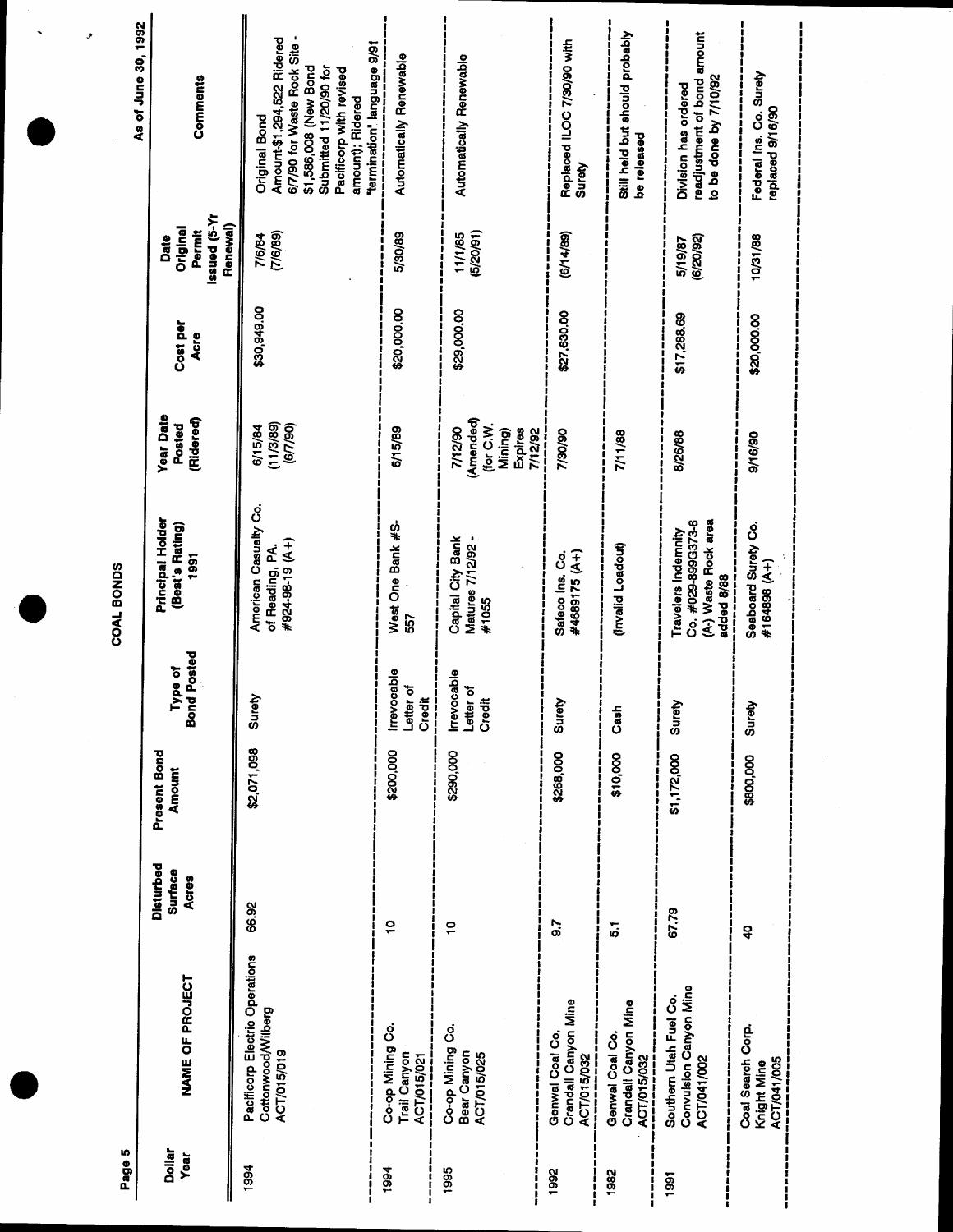# COAL BONDS

As of June 30, 1992

| Dollar Year | NAME OF PROJECT | Disturbed Surface Acres | Present Bond Amount | Type of Bond Posted | Principal Holder (Best's Rating) 1991 | Year Date Posted (Ridered) | Cost per Acre | Date Original Permit Issued (5-Yr Renewal) | Comments |
|---|---|---|---|---|---|---|---|---|---|
| 1994 | Pacificorp Electric Operations Cottonwood/Wilberg ACT/015/019 | 66.92 | $2,071,098 | Surety | American Casualty Co. of Reading, PA. #924-98-19 (A+) | 6/15/84 (11/3/89) (6/7/90) | $30,949.00 | 7/6/84 (7/6/89) | Original Bond Amount-$1,294,522 Ridered 6/7/90 for Waste Rock Site - $1,586,008 (New Bond Submitted 11/20/90 for Pacificorp with revised amount); Ridered "termination" language 9/91 |
| 1994 | Co-op Mining Co. Trail Canyon ACT/015/021 | 10 | $200,000 | Irrevocable Letter of Credit | West One Bank #S-557 | 6/15/89 | $20,000.00 | 5/30/89 | Automatically Renewable |
| 1995 | Co-op Mining Co. Bear Canyon ACT/015/025 | 10 | $290,000 | Irrevocable Letter of Credit | Capital City Bank Matures 7/12/92 - #1055 | 7/12/90 (Amended) (for C.W. Mining) Expires 7/12/92 | $29,000.00 | 11/1/85 (5/20/91) | Automatically Renewable |
| 1992 | Genwal Coal Co. Crandall Canyon Mine ACT/015/032 | 9.7 | $268,000 | Surety | Safeco Ins. Co. #4689175 (A+) | 7/30/90 | $27,630.00 | (6/14/89) | Replaced ILOC 7/30/90 with Surety |
| 1982 | Genwal Coal Co. Crandall Canyon Mine ACT/015/032 | 5.1 | $10,000 | Cash | (Invalid Loadout) | 7/11/88 | | | Still held but should probably be released |
| 1991 | Southern Utah Fuel Co. Convulsion Canyon Mine ACT/041/002 | 67.79 | $1,172,000 | Surety | Travelers Indemnity Co. #029-899G373-6 (A-) Waste Rock area added 8/88 | 8/26/88 | $17,288.69 | 5/19/87 (6/20/92) | Division has ordered readjustment of bond amount to be done by 7/10/92 |
| | Coal Search Corp. Knight Mine ACT/041/005 | 40 | $800,000 | Surety | Seaboard Surety Co. #164898 (A+) | 9/16/90 | $20,000.00 | 10/31/88 | Federal Ins. Co. Surety replaced 9/16/90 |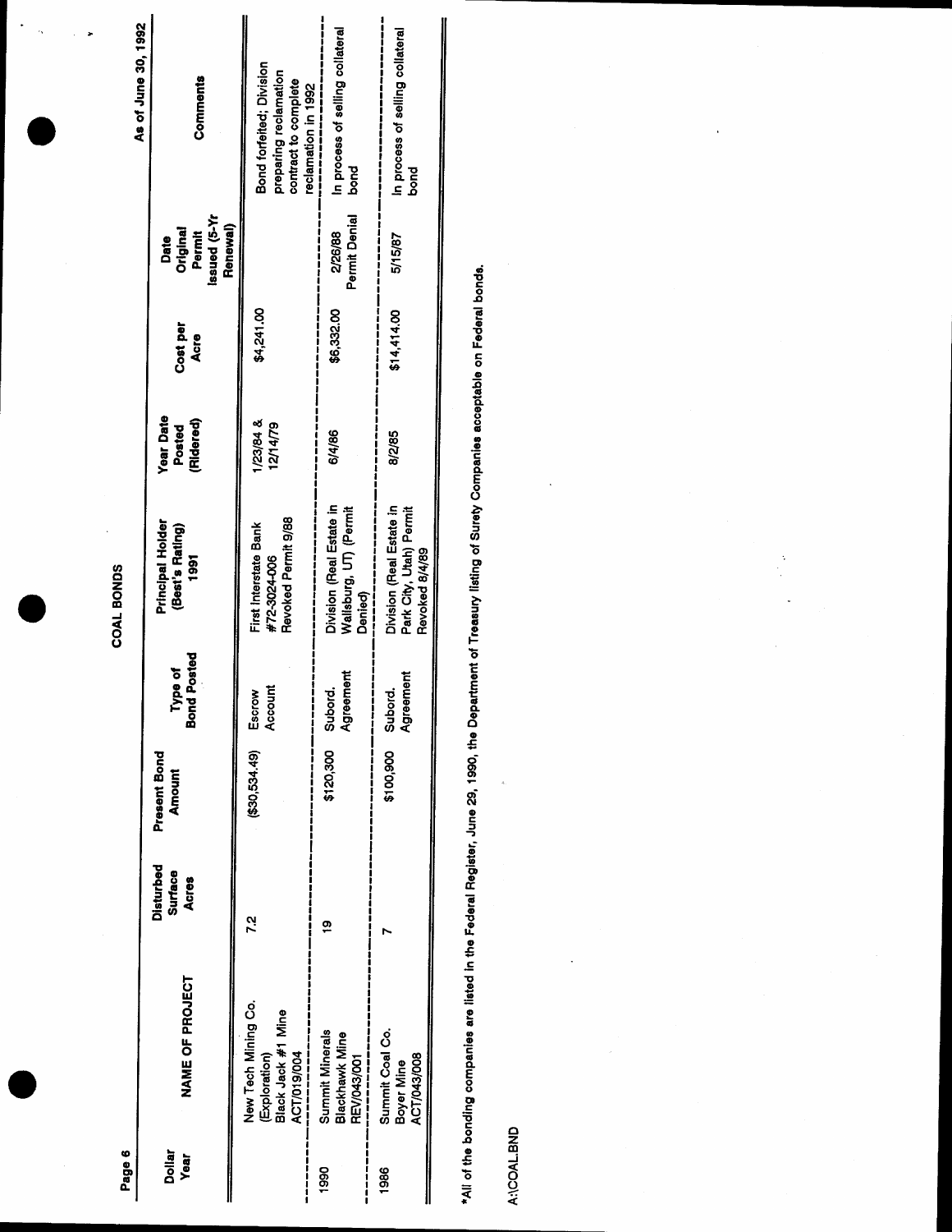# COAL BONDS

As of June 30, 1992

| Dollar Year | NAME OF PROJECT | Disturbed Surface Acres | Present Bond Amount | Type of Bond Posted | Principal Holder (Best's Rating) 1991 | Year Date Posted (Ridered) | Cost per Acre | Date Original Permit Issued (5-Yr Renewal) | Comments |
|---|---|---|---|---|---|---|---|---|---|
| | New Tech Mining Co. (Exploration) Black Jack #1 Mine ACT/019/004 | 7.2 | ($30,534.49) | Escrow Account | First Interstate Bank #72-3024-006 Revoked Permit 9/88 | 1/23/84 & 12/14/79 | $4,241.00 | | Bond forfeited; Division preparing reclamation contract to complete reclamation in 1992 |
| 1990 | Summit Minerals Blackhawk Mine REV/043/001 | 19 | $120,300 | Subord. Agreement | Division (Real Estate in Wallsburg, UT) (Permit Denied) | 6/4/86 | $6,332.00 | 2/26/88 Permit Denial | In process of selling collateral bond |
| 1986 | Summit Coal Co. Boyer Mine ACT/043/008 | 7 | $100,900 | Subord. Agreement | Division (Real Estate in Park City, Utah) Permit Revoked 8/4/89 | 8/2/85 | $14,414.00 | 5/15/87 | In process of selling collateral bond |

*All of the bonding companies are listed in the Federal Register, June 29, 1990, the Department of Treasury listing of Surety Companies acceptable on Federal bonds.

A:\COAL.BND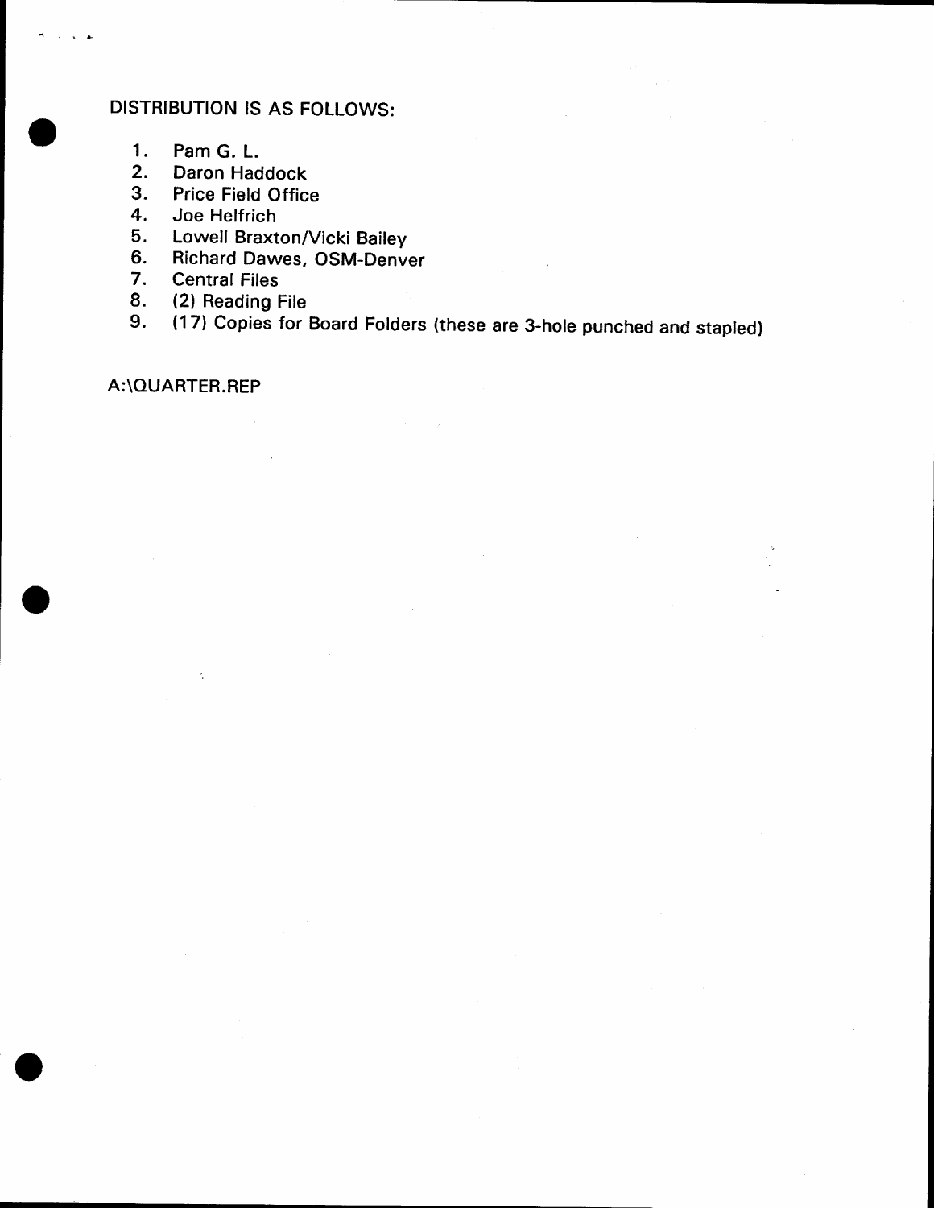DISTRIBUTION IS AS FOLLOWS:

1. Pam G. L.
2. Daron Haddock
3. Price Field Office
4. Joe Helfrich
5. Lowell Braxton/Vicki Bailey
6. Richard Dawes, OSM-Denver
7. Central Files
8. (2) Reading File
9. (17) Copies for Board Folders (these are 3-hole punched and stapled)

A:\QUARTER.REP